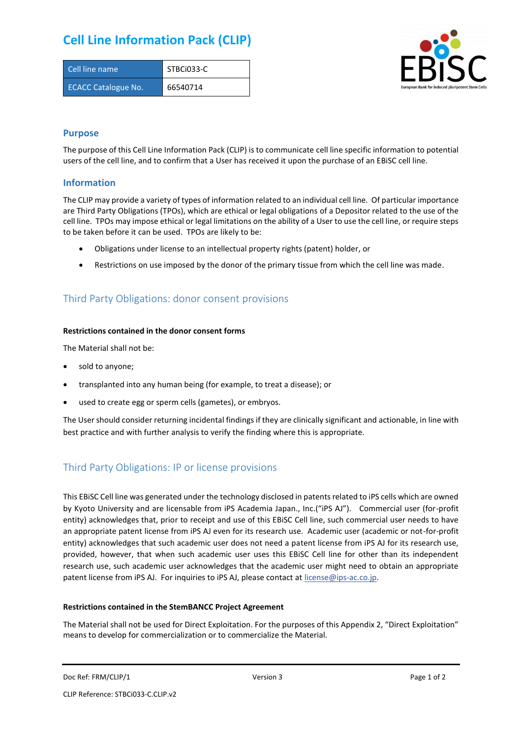# Cell Line Information Pack (CLIP)

| Cell line name | STBCi033-C |
| --- | --- |
| ECACC Catalogue No. | 66540714 |

## Purpose

The purpose of this Cell Line Information Pack (CLIP) is to communicate cell line specific information to potential users of the cell line, and to confirm that a User has received it upon the purchase of an EBiSC cell line.

## Information

The CLIP may provide a variety of types of information related to an individual cell line. Of particular importance are Third Party Obligations (TPOs), which are ethical or legal obligations of a Depositor related to the use of the cell line. TPOs may impose ethical or legal limitations on the ability of a User to use the cell line, or require steps to be taken before it can be used. TPOs are likely to be:

- Obligations under license to an intellectual property rights (patent) holder, or
- Restrictions on use imposed by the donor of the primary tissue from which the cell line was made.

## Third Party Obligations: donor consent provisions

**Restrictions contained in the donor consent forms**

The Material shall not be:

- sold to anyone;
- transplanted into any human being (for example, to treat a disease); or
- used to create egg or sperm cells (gametes), or embryos.

The User should consider returning incidental findings if they are clinically significant and actionable, in line with best practice and with further analysis to verify the finding where this is appropriate.

## Third Party Obligations: IP or license provisions

This EBiSC Cell line was generated under the technology disclosed in patents related to iPS cells which are owned by Kyoto University and are licensable from iPS Academia Japan., Inc.("iPS AJ"). Commercial user (for-profit entity) acknowledges that, prior to receipt and use of this EBiSC Cell line, such commercial user needs to have an appropriate patent license from iPS AJ even for its research use. Academic user (academic or not-for-profit entity) acknowledges that such academic user does not need a patent license from iPS AJ for its research use, provided, however, that when such academic user uses this EBiSC Cell line for other than its independent research use, such academic user acknowledges that the academic user might need to obtain an appropriate patent license from iPS AJ. For inquiries to iPS AJ, please contact at license@ips-ac.co.jp.

**Restrictions contained in the StemBANCC Project Agreement**

The Material shall not be used for Direct Exploitation. For the purposes of this Appendix 2, "Direct Exploitation" means to develop for commercialization or to commercialize the Material.

Doc Ref: FRM/CLIP/1 Version 3

CLIP Reference: STBCi033-C.CLIP.v2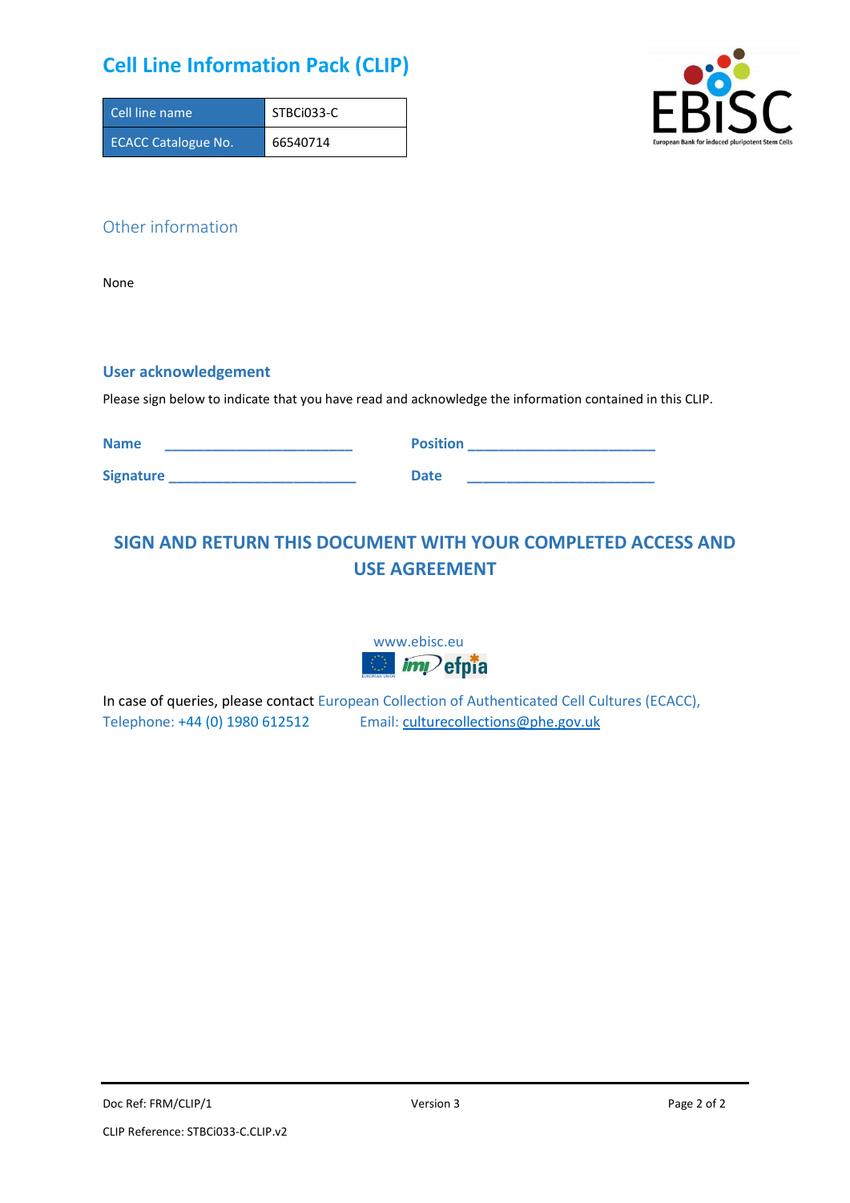# Cell Line Information Pack (CLIP)

| | |
|---|---|
| Cell line name | STBCi033-C |
| ECACC Catalogue No. | 66540714 |

## Other information

None

## User acknowledgement

Please sign below to indicate that you have read and acknowledge the information contained in this CLIP.

**Name** ________________________ **Position** ________________________

**Signature** ________________________ **Date** ________________________

## SIGN AND RETURN THIS DOCUMENT WITH YOUR COMPLETED ACCESS AND USE AGREEMENT

www.ebisc.eu

In case of queries, please contact European Collection of Authenticated Cell Cultures (ECACC), Telephone: +44 (0) 1980 612512 Email: culturecollections@phe.gov.uk

Doc Ref: FRM/CLIP/1 Version 3

CLIP Reference: STBCi033-C.CLIP.v2